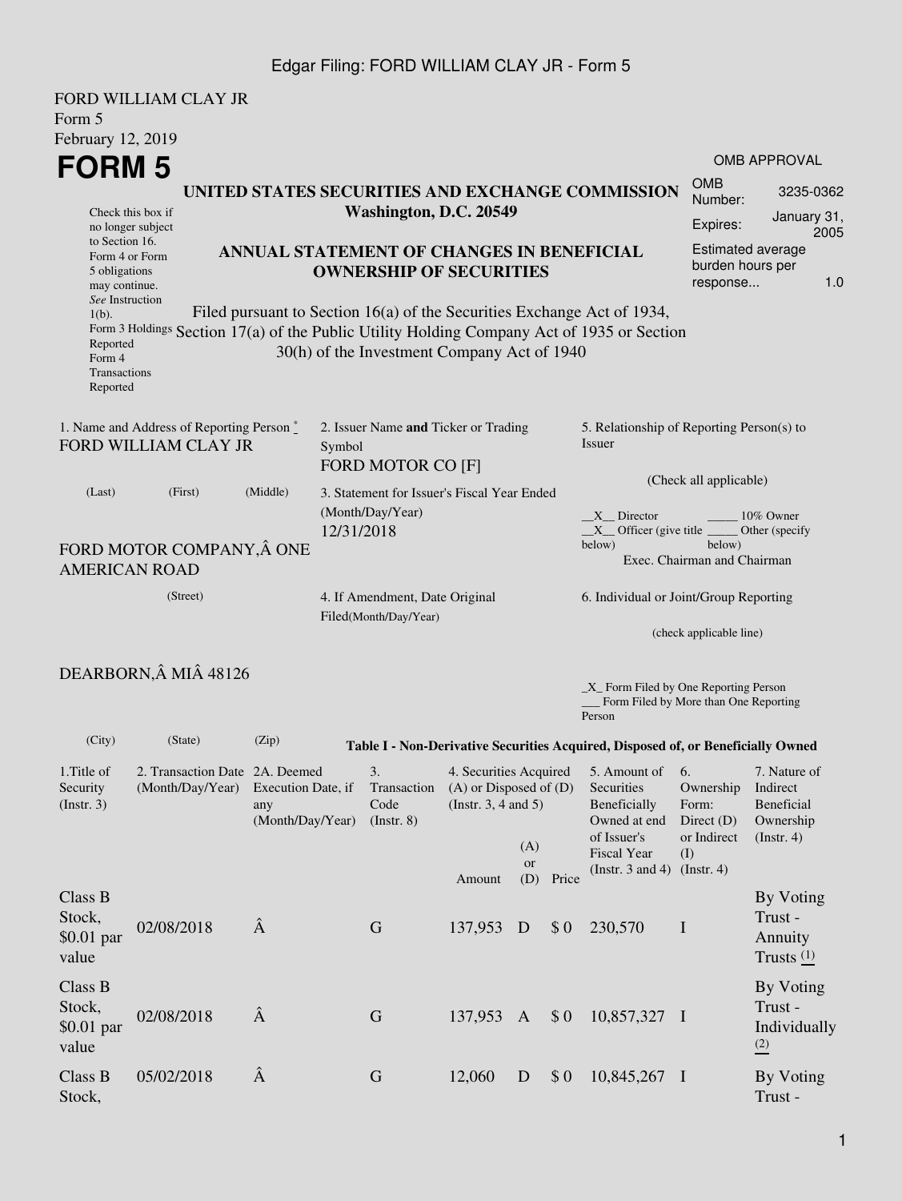FORD WILLIAM CLAY JR
Form 5
February 12, 2019

# FORM 5

OMB APPROVAL

| | |
|---|---|
| OMB Number: | 3235-0362 |
| Expires: | January 31, 2005 |
| Estimated average burden hours per response... | 1.0 |

Check this box if no longer subject to Section 16. Form 4 or Form 5 obligations may continue. *See* Instruction 1(b).

Form 3 Holdings Reported

Form 4 Transactions Reported

## UNITED STATES SECURITIES AND EXCHANGE COMMISSION
**Washington, D.C. 20549**

## ANNUAL STATEMENT OF CHANGES IN BENEFICIAL OWNERSHIP OF SECURITIES

Filed pursuant to Section 16(a) of the Securities Exchange Act of 1934, Section 17(a) of the Public Utility Holding Company Act of 1935 or Section 30(h) of the Investment Company Act of 1940

1. Name and Address of Reporting Person *
FORD WILLIAM CLAY JR

(Last) (First) (Middle)

FORD MOTOR COMPANY,Â ONE AMERICAN ROAD

(Street)

DEARBORN,Â MIÂ 48126

(City) (State) (Zip)

2. Issuer Name **and** Ticker or Trading Symbol
FORD MOTOR CO [F]

3. Statement for Issuer's Fiscal Year Ended (Month/Day/Year)
12/31/2018

4. If Amendment, Date Original Filed(Month/Day/Year)

5. Relationship of Reporting Person(s) to Issuer

(Check all applicable)

__X__ Director _____ 10% Owner
__X__ Officer (give title below) _____ Other (specify below)
Exec. Chairman and Chairman

6. Individual or Joint/Group Reporting

(check applicable line)

_X_ Form Filed by One Reporting Person
___ Form Filed by More than One Reporting Person

**Table I - Non-Derivative Securities Acquired, Disposed of, or Beneficially Owned**

| 1.Title of Security (Instr. 3) | 2. Transaction Date (Month/Day/Year) | 2A. Deemed Execution Date, if any (Month/Day/Year) | 3. Transaction Code (Instr. 8) | 4. Securities Acquired (A) or Disposed of (D) (Instr. 3, 4 and 5) | | | 5. Amount of Securities Beneficially Owned at end of Issuer's Fiscal Year (Instr. 3 and 4) | 6. Ownership Form: Direct (D) or Indirect (I) (Instr. 4) | 7. Nature of Indirect Beneficial Ownership (Instr. 4) |
|---|---|---|---|---|---|---|---|---|---|
| | | | | Amount | (A) or (D) | Price | | | |
| Class B Stock, $0.01 par value | 02/08/2018 | Â | G | 137,953 | D | $ 0 | 230,570 | I | By Voting Trust - Annuity Trusts (1) |
| Class B Stock, $0.01 par value | 02/08/2018 | Â | G | 137,953 | A | $ 0 | 10,857,327 | I | By Voting Trust - Individually (2) |
| Class B Stock, | 05/02/2018 | Â | G | 12,060 | D | $ 0 | 10,845,267 | I | By Voting Trust - |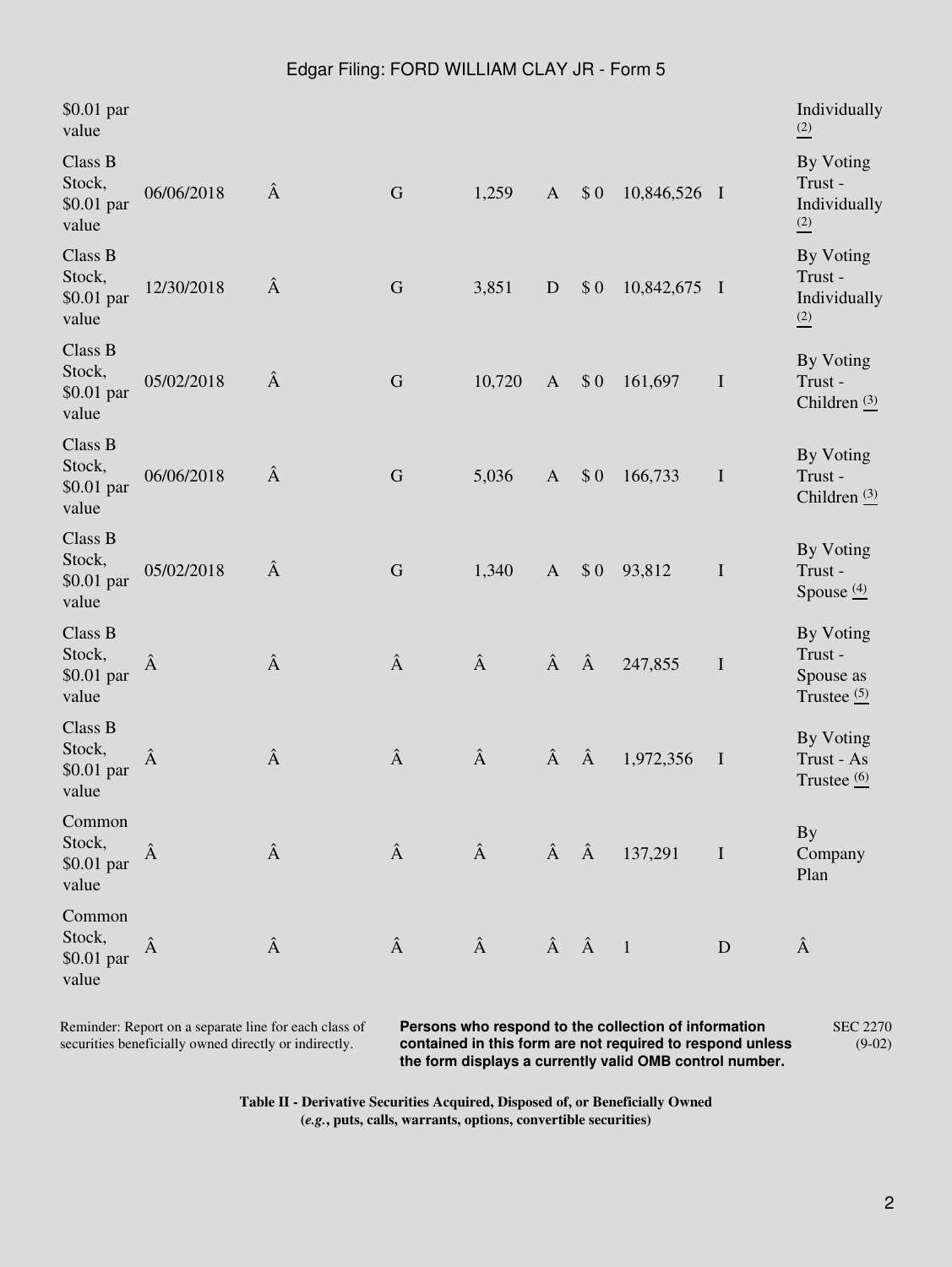| | | | | | | | | | |
|---|---|---|---|---|---|---|---|---|---|
| $0.01 par value | | | | | | | | | Individually (2) |
| Class B Stock, $0.01 par value | 06/06/2018 | Â | G | 1,259 | A | $ 0 | 10,846,526 | I | By Voting Trust - Individually (2) |
| Class B Stock, $0.01 par value | 12/30/2018 | Â | G | 3,851 | D | $ 0 | 10,842,675 | I | By Voting Trust - Individually (2) |
| Class B Stock, $0.01 par value | 05/02/2018 | Â | G | 10,720 | A | $ 0 | 161,697 | I | By Voting Trust - Children (3) |
| Class B Stock, $0.01 par value | 06/06/2018 | Â | G | 5,036 | A | $ 0 | 166,733 | I | By Voting Trust - Children (3) |
| Class B Stock, $0.01 par value | 05/02/2018 | Â | G | 1,340 | A | $ 0 | 93,812 | I | By Voting Trust - Spouse (4) |
| Class B Stock, $0.01 par value | Â | Â | Â | Â | Â | Â | 247,855 | I | By Voting Trust - Spouse as Trustee (5) |
| Class B Stock, $0.01 par value | Â | Â | Â | Â | Â | Â | 1,972,356 | I | By Voting Trust - As Trustee (6) |
| Common Stock, $0.01 par value | Â | Â | Â | Â | Â | Â | 137,291 | I | By Company Plan |
| Common Stock, $0.01 par value | Â | Â | Â | Â | Â | Â | 1 | D | Â |

Reminder: Report on a separate line for each class of securities beneficially owned directly or indirectly.

**Persons who respond to the collection of information contained in this form are not required to respond unless the form displays a currently valid OMB control number.**

SEC 2270 (9-02)

**Table II - Derivative Securities Acquired, Disposed of, or Beneficially Owned (*e.g.*, puts, calls, warrants, options, convertible securities)**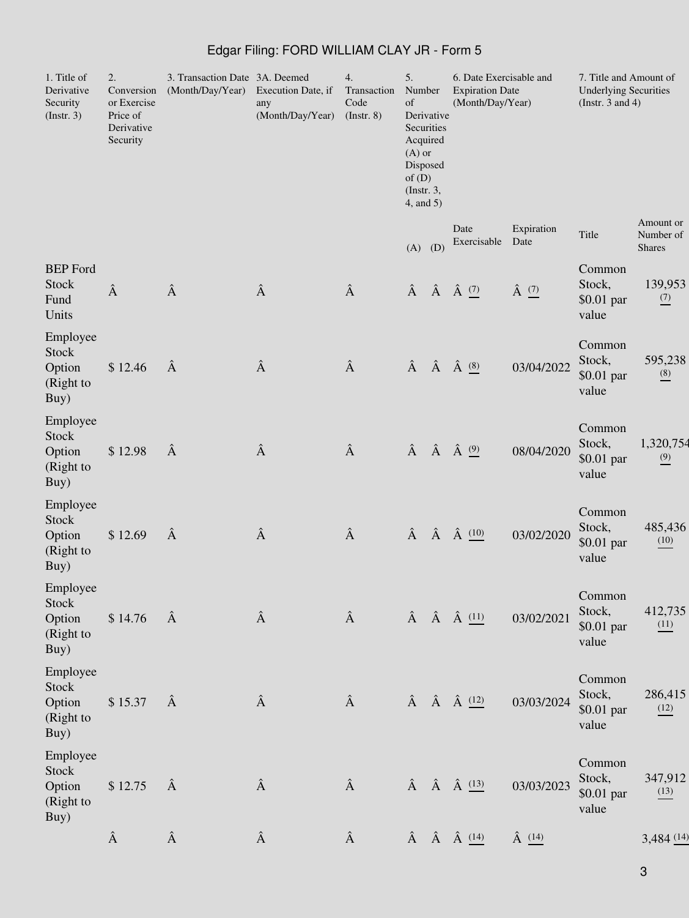| 1. Title of Derivative Security (Instr. 3) | 2. Conversion or Exercise Price of Derivative Security | 3. Transaction Date (Month/Day/Year) | 3A. Deemed Execution Date, if any (Month/Day/Year) | 4. Transaction Code (Instr. 8) | 5. Number of Derivative Securities Acquired (A) or Disposed of (D) (Instr. 3, 4, and 5) | | 6. Date Exercisable and Expiration Date (Month/Day/Year) | | 7. Title and Amount of Underlying Securities (Instr. 3 and 4) | |
|---|---|---|---|---|---|---|---|---|---|---|
| | | | | | (A) | (D) | Date Exercisable | Expiration Date | Title | Amount or Number of Shares |
| BEP Ford Stock Fund Units | Â | Â | Â | Â | Â | Â | Â (7) | Â (7) | Common Stock, $0.01 par value | 139,953 (7) |
| Employee Stock Option (Right to Buy) | $ 12.46 | Â | Â | Â | Â | Â | Â (8) | 03/04/2022 | Common Stock, $0.01 par value | 595,238 (8) |
| Employee Stock Option (Right to Buy) | $ 12.98 | Â | Â | Â | Â | Â | Â (9) | 08/04/2020 | Common Stock, $0.01 par value | 1,320,754 (9) |
| Employee Stock Option (Right to Buy) | $ 12.69 | Â | Â | Â | Â | Â | Â (10) | 03/02/2020 | Common Stock, $0.01 par value | 485,436 (10) |
| Employee Stock Option (Right to Buy) | $ 14.76 | Â | Â | Â | Â | Â | Â (11) | 03/02/2021 | Common Stock, $0.01 par value | 412,735 (11) |
| Employee Stock Option (Right to Buy) | $ 15.37 | Â | Â | Â | Â | Â | Â (12) | 03/03/2024 | Common Stock, $0.01 par value | 286,415 (12) |
| Employee Stock Option (Right to Buy) | $ 12.75 | Â | Â | Â | Â | Â | Â (13) | 03/03/2023 | Common Stock, $0.01 par value | 347,912 (13) |
| | Â | Â | Â | Â | Â | Â | Â (14) | Â (14) | | 3,484 (14) |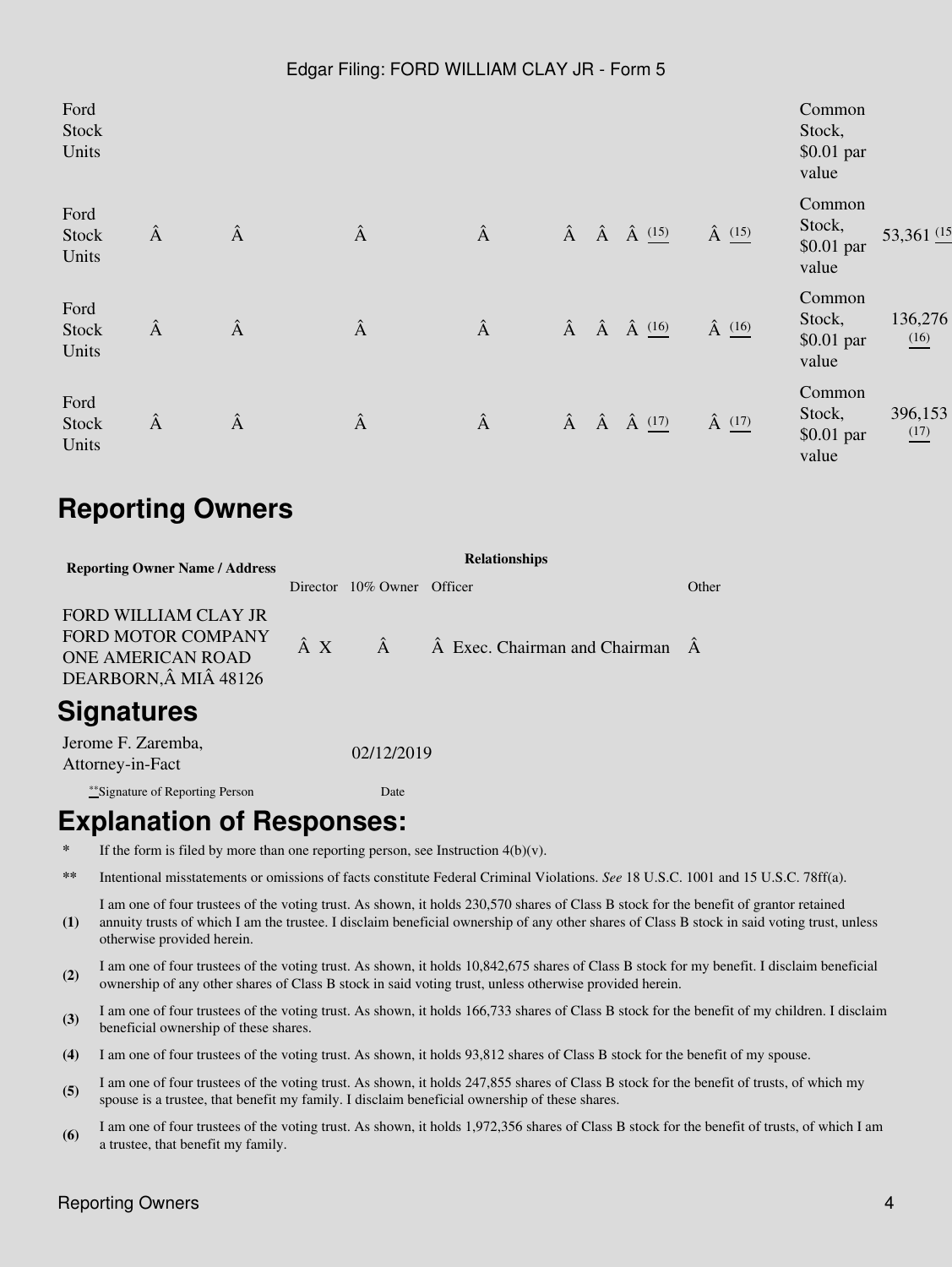| | | | | | | | | | |
|---|---|---|---|---|---|---|---|---|---|
| Ford Stock Units | | | | | | | | Common Stock, $0.01 par value | |
| Ford Stock Units | Â | Â | Â | Â | Â | Â | Â (15) | Â (15) | Common Stock, $0.01 par value | 53,361 (15) |
| Ford Stock Units | Â | Â | Â | Â | Â | Â | Â (16) | Â (16) | Common Stock, $0.01 par value | 136,276 (16) |
| Ford Stock Units | Â | Â | Â | Â | Â | Â | Â (17) | Â (17) | Common Stock, $0.01 par value | 396,153 (17) |

# Reporting Owners

| Reporting Owner Name / Address | Relationships | | | |
|---|---|---|---|---|
| | Director | 10% Owner | Officer | Other |
| FORD WILLIAM CLAY JR<br>FORD MOTOR COMPANY<br>ONE AMERICAN ROAD<br>DEARBORN,Â MIÂ 48126 | Â X | Â | Â Exec. Chairman and Chairman | Â |

# Signatures

| | |
|---|---|
| Jerome F. Zaremba, Attorney-in-Fact | 02/12/2019 |
| **Signature of Reporting Person | Date |

# Explanation of Responses:

- \* If the form is filed by more than one reporting person, see Instruction 4(b)(v).
- \*\* Intentional misstatements or omissions of facts constitute Federal Criminal Violations. *See* 18 U.S.C. 1001 and 15 U.S.C. 78ff(a).
- **(1)** I am one of four trustees of the voting trust. As shown, it holds 230,570 shares of Class B stock for the benefit of grantor retained annuity trusts of which I am the trustee. I disclaim beneficial ownership of any other shares of Class B stock in said voting trust, unless otherwise provided herein.
- **(2)** I am one of four trustees of the voting trust. As shown, it holds 10,842,675 shares of Class B stock for my benefit. I disclaim beneficial ownership of any other shares of Class B stock in said voting trust, unless otherwise provided herein.
- **(3)** I am one of four trustees of the voting trust. As shown, it holds 166,733 shares of Class B stock for the benefit of my children. I disclaim beneficial ownership of these shares.
- **(4)** I am one of four trustees of the voting trust. As shown, it holds 93,812 shares of Class B stock for the benefit of my spouse.
- **(5)** I am one of four trustees of the voting trust. As shown, it holds 247,855 shares of Class B stock for the benefit of trusts, of which my spouse is a trustee, that benefit my family. I disclaim beneficial ownership of these shares.
- **(6)** I am one of four trustees of the voting trust. As shown, it holds 1,972,356 shares of Class B stock for the benefit of trusts, of which I am a trustee, that benefit my family.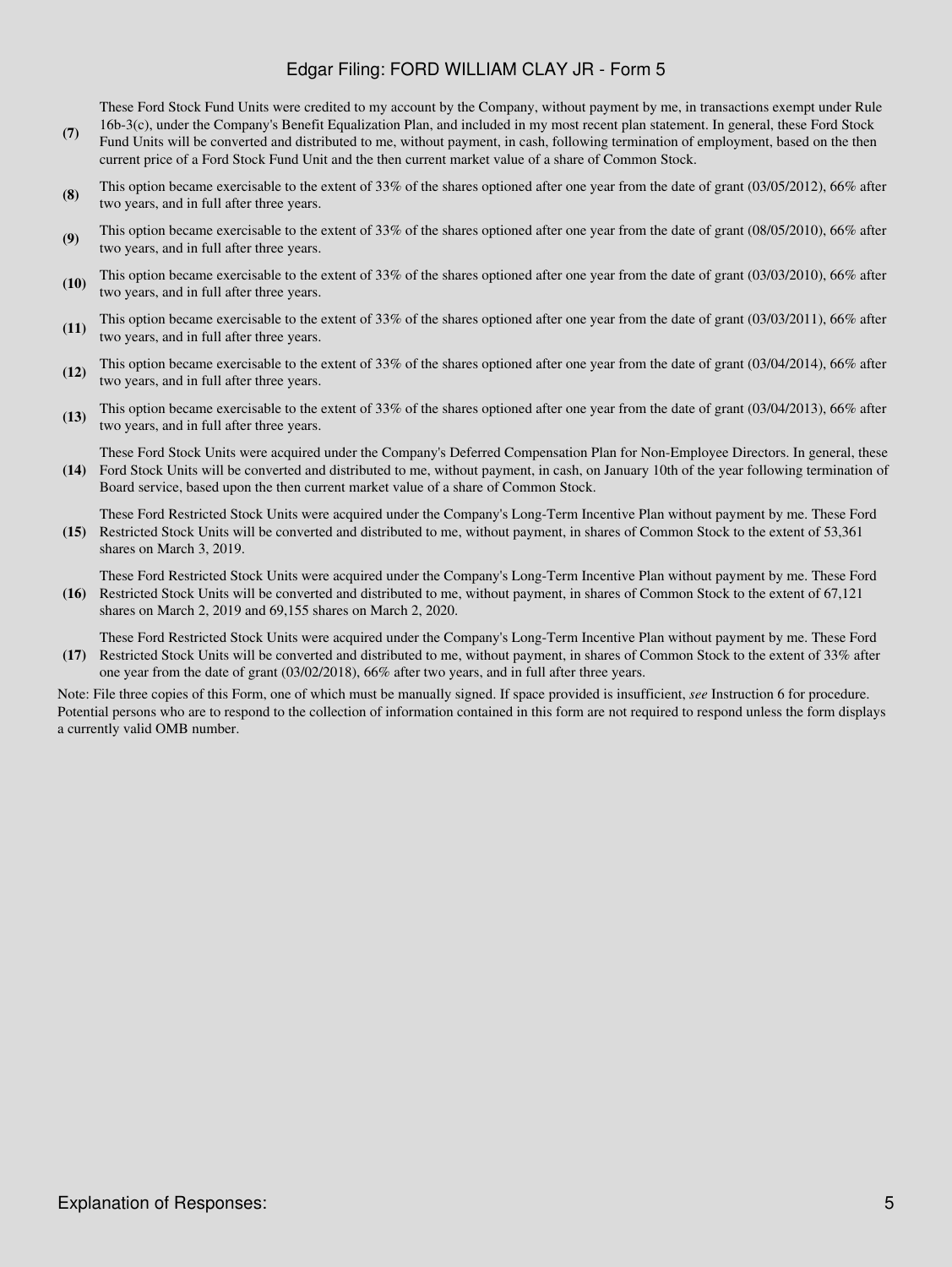**(7)** These Ford Stock Fund Units were credited to my account by the Company, without payment by me, in transactions exempt under Rule 16b-3(c), under the Company's Benefit Equalization Plan, and included in my most recent plan statement. In general, these Ford Stock Fund Units will be converted and distributed to me, without payment, in cash, following termination of employment, based on the then current price of a Ford Stock Fund Unit and the then current market value of a share of Common Stock.

**(8)** This option became exercisable to the extent of 33% of the shares optioned after one year from the date of grant (03/05/2012), 66% after two years, and in full after three years.

**(9)** This option became exercisable to the extent of 33% of the shares optioned after one year from the date of grant (08/05/2010), 66% after two years, and in full after three years.

**(10)** This option became exercisable to the extent of 33% of the shares optioned after one year from the date of grant (03/03/2010), 66% after two years, and in full after three years.

**(11)** This option became exercisable to the extent of 33% of the shares optioned after one year from the date of grant (03/03/2011), 66% after two years, and in full after three years.

**(12)** This option became exercisable to the extent of 33% of the shares optioned after one year from the date of grant (03/04/2014), 66% after two years, and in full after three years.

**(13)** This option became exercisable to the extent of 33% of the shares optioned after one year from the date of grant (03/04/2013), 66% after two years, and in full after three years.

**(14)** These Ford Stock Units were acquired under the Company's Deferred Compensation Plan for Non-Employee Directors. In general, these Ford Stock Units will be converted and distributed to me, without payment, in cash, on January 10th of the year following termination of Board service, based upon the then current market value of a share of Common Stock.

**(15)** These Ford Restricted Stock Units were acquired under the Company's Long-Term Incentive Plan without payment by me. These Ford Restricted Stock Units will be converted and distributed to me, without payment, in shares of Common Stock to the extent of 53,361 shares on March 3, 2019.

**(16)** These Ford Restricted Stock Units were acquired under the Company's Long-Term Incentive Plan without payment by me. These Ford Restricted Stock Units will be converted and distributed to me, without payment, in shares of Common Stock to the extent of 67,121 shares on March 2, 2019 and 69,155 shares on March 2, 2020.

**(17)** These Ford Restricted Stock Units were acquired under the Company's Long-Term Incentive Plan without payment by me. These Ford Restricted Stock Units will be converted and distributed to me, without payment, in shares of Common Stock to the extent of 33% after one year from the date of grant (03/02/2018), 66% after two years, and in full after three years.

Note: File three copies of this Form, one of which must be manually signed. If space provided is insufficient, *see* Instruction 6 for procedure.
Potential persons who are to respond to the collection of information contained in this form are not required to respond unless the form displays a currently valid OMB number.